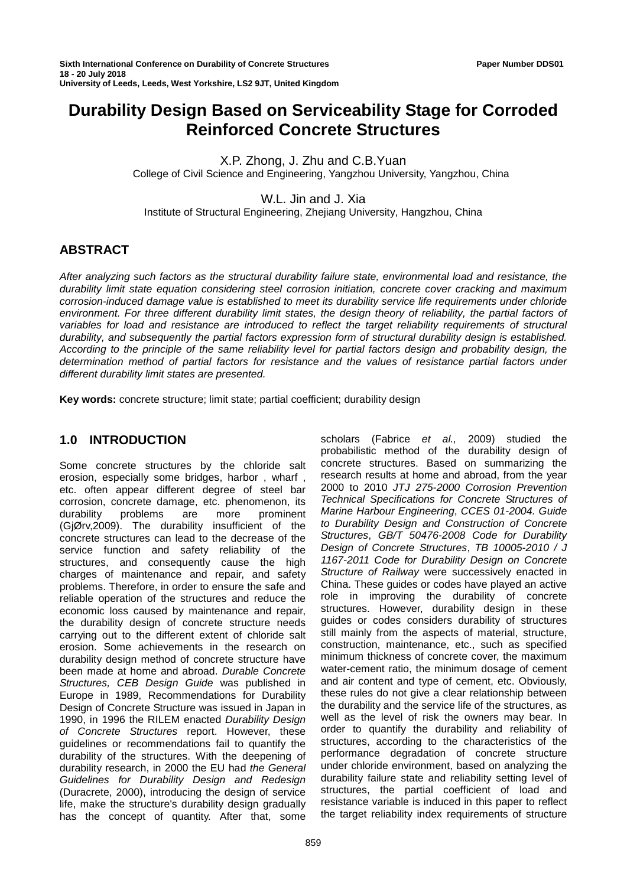Sixth International Conference on Durability of Concrete Structures **Paper Number DDS01**
**18 - 20 July 2018**
**University of Leeds, Leeds, West Yorkshire, LS2 9JT, United Kingdom**

# Durability Design Based on Serviceability Stage for Corroded Reinforced Concrete Structures

X.P. Zhong, J. Zhu and C.B.Yuan
College of Civil Science and Engineering, Yangzhou University, Yangzhou, China

W.L. Jin and J. Xia
Institute of Structural Engineering, Zhejiang University, Hangzhou, China

## ABSTRACT

*After analyzing such factors as the structural durability failure state, environmental load and resistance, the durability limit state equation considering steel corrosion initiation, concrete cover cracking and maximum corrosion-induced damage value is established to meet its durability service life requirements under chloride environment. For three different durability limit states, the design theory of reliability, the partial factors of variables for load and resistance are introduced to reflect the target reliability requirements of structural durability, and subsequently the partial factors expression form of structural durability design is established. According to the principle of the same reliability level for partial factors design and probability design, the determination method of partial factors for resistance and the values of resistance partial factors under different durability limit states are presented.*

**Key words:** concrete structure; limit state; partial coefficient; durability design

## 1.0 INTRODUCTION

Some concrete structures by the chloride salt erosion, especially some bridges, harbor , wharf , etc. often appear different degree of steel bar corrosion, concrete damage, etc. phenomenon, its durability problems are more prominent (GjØrv,2009). The durability insufficient of the concrete structures can lead to the decrease of the service function and safety reliability of the structures, and consequently cause the high charges of maintenance and repair, and safety problems. Therefore, in order to ensure the safe and reliable operation of the structures and reduce the economic loss caused by maintenance and repair, the durability design of concrete structure needs carrying out to the different extent of chloride salt erosion. Some achievements in the research on durability design method of concrete structure have been made at home and abroad. *Durable Concrete Structures, CEB Design Guide* was published in Europe in 1989, Recommendations for Durability Design of Concrete Structure was issued in Japan in 1990, in 1996 the RILEM enacted *Durability Design of Concrete Structures* report. However, these guidelines or recommendations fail to quantify the durability of the structures. With the deepening of durability research, in 2000 the EU had *the General Guidelines for Durability Design and Redesign* (Duracrete, 2000), introducing the design of service life, make the structure's durability design gradually has the concept of quantity. After that, some scholars (Fabrice *et al.,* 2009) studied the probabilistic method of the durability design of concrete structures. Based on summarizing the research results at home and abroad, from the year 2000 to 2010 *JTJ 275-2000 Corrosion Prevention Technical Specifications for Concrete Structures of Marine Harbour Engineering*, *CCES 01-2004. Guide to Durability Design and Construction of Concrete Structures*, *GB/T 50476-2008 Code for Durability Design of Concrete Structures*, *TB 10005-2010 / J 1167-2011 Code for Durability Design on Concrete Structure of Railway* were successively enacted in China. These guides or codes have played an active role in improving the durability of concrete structures. However, durability design in these guides or codes considers durability of structures still mainly from the aspects of material, structure, construction, maintenance, etc., such as specified minimum thickness of concrete cover, the maximum water-cement ratio, the minimum dosage of cement and air content and type of cement, etc. Obviously, these rules do not give a clear relationship between the durability and the service life of the structures, as well as the level of risk the owners may bear. In order to quantify the durability and reliability of structures, according to the characteristics of the performance degradation of concrete structure under chloride environment, based on analyzing the durability failure state and reliability setting level of structures, the partial coefficient of load and resistance variable is induced in this paper to reflect the target reliability index requirements of structure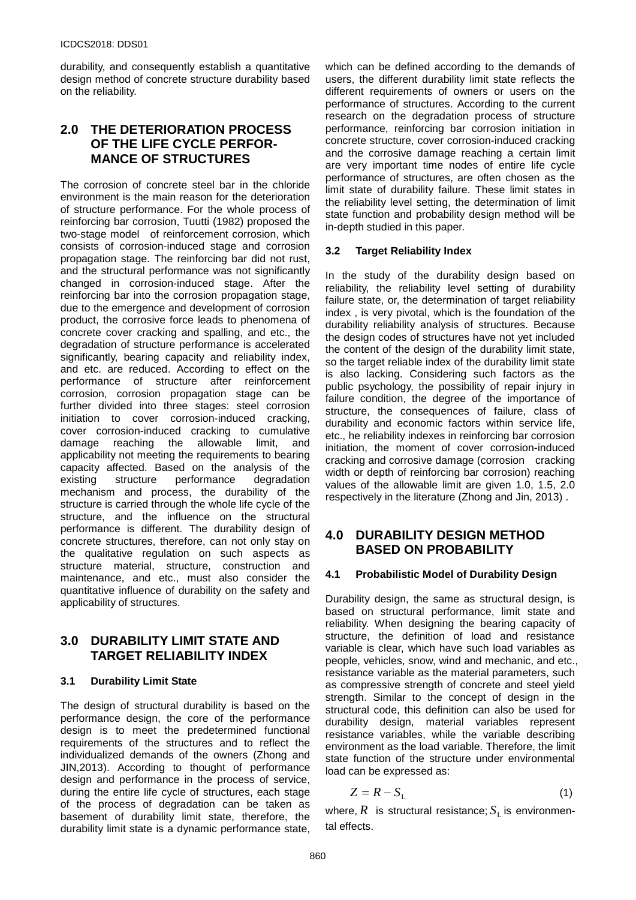durability, and consequently establish a quantitative design method of concrete structure durability based on the reliability.

## 2.0 THE DETERIORATION PROCESS OF THE LIFE CYCLE PERFORMANCE OF STRUCTURES

The corrosion of concrete steel bar in the chloride environment is the main reason for the deterioration of structure performance. For the whole process of reinforcing bar corrosion, Tuutti (1982) proposed the two-stage model of reinforcement corrosion, which consists of corrosion-induced stage and corrosion propagation stage. The reinforcing bar did not rust, and the structural performance was not significantly changed in corrosion-induced stage. After the reinforcing bar into the corrosion propagation stage, due to the emergence and development of corrosion product, the corrosive force leads to phenomena of concrete cover cracking and spalling, and etc., the degradation of structure performance is accelerated significantly, bearing capacity and reliability index, and etc. are reduced. According to effect on the performance of structure after reinforcement corrosion, corrosion propagation stage can be further divided into three stages: steel corrosion initiation to cover corrosion-induced cracking, cover corrosion-induced cracking to cumulative damage reaching the allowable limit, and applicability not meeting the requirements to bearing capacity affected. Based on the analysis of the existing structure performance degradation mechanism and process, the durability of the structure is carried through the whole life cycle of the structure, and the influence on the structural performance is different. The durability design of concrete structures, therefore, can not only stay on the qualitative regulation on such aspects as structure material, structure, construction and maintenance, and etc., must also consider the quantitative influence of durability on the safety and applicability of structures.

## 3.0 DURABILITY LIMIT STATE AND TARGET RELIABILITY INDEX

### 3.1 Durability Limit State

The design of structural durability is based on the performance design, the core of the performance design is to meet the predetermined functional requirements of the structures and to reflect the individualized demands of the owners (Zhong and JIN,2013). According to thought of performance design and performance in the process of service, during the entire life cycle of structures, each stage of the process of degradation can be taken as basement of durability limit state, therefore, the durability limit state is a dynamic performance state, which can be defined according to the demands of users, the different durability limit state reflects the different requirements of owners or users on the performance of structures. According to the current research on the degradation process of structure performance, reinforcing bar corrosion initiation in concrete structure, cover corrosion-induced cracking and the corrosive damage reaching a certain limit are very important time nodes of entire life cycle performance of structures, are often chosen as the limit state of durability failure. These limit states in the reliability level setting, the determination of limit state function and probability design method will be in-depth studied in this paper.

### 3.2 Target Reliability Index

In the study of the durability design based on reliability, the reliability level setting of durability failure state, or, the determination of target reliability index , is very pivotal, which is the foundation of the durability reliability analysis of structures. Because the design codes of structures have not yet included the content of the design of the durability limit state, so the target reliable index of the durability limit state is also lacking. Considering such factors as the public psychology, the possibility of repair injury in failure condition, the degree of the importance of structure, the consequences of failure, class of durability and economic factors within service life, etc., he reliability indexes in reinforcing bar corrosion initiation, the moment of cover corrosion-induced cracking and corrosive damage (corrosion cracking width or depth of reinforcing bar corrosion) reaching values of the allowable limit are given 1.0, 1.5, 2.0 respectively in the literature (Zhong and Jin, 2013) .

## 4.0 DURABILITY DESIGN METHOD BASED ON PROBABILITY

### 4.1 Probabilistic Model of Durability Design

Durability design, the same as structural design, is based on structural performance, limit state and reliability. When designing the bearing capacity of structure, the definition of load and resistance variable is clear, which have such load variables as people, vehicles, snow, wind and mechanic, and etc., resistance variable as the material parameters, such as compressive strength of concrete and steel yield strength. Similar to the concept of design in the structural code, this definition can also be used for durability design, material variables represent resistance variables, while the variable describing environment as the load variable. Therefore, the limit state function of the structure under environmental load can be expressed as:

$$Z = R - S_{\mathrm{L}} \tag{1}$$

where, $R$ is structural resistance; $S_{\mathrm{L}}$ is environmental effects.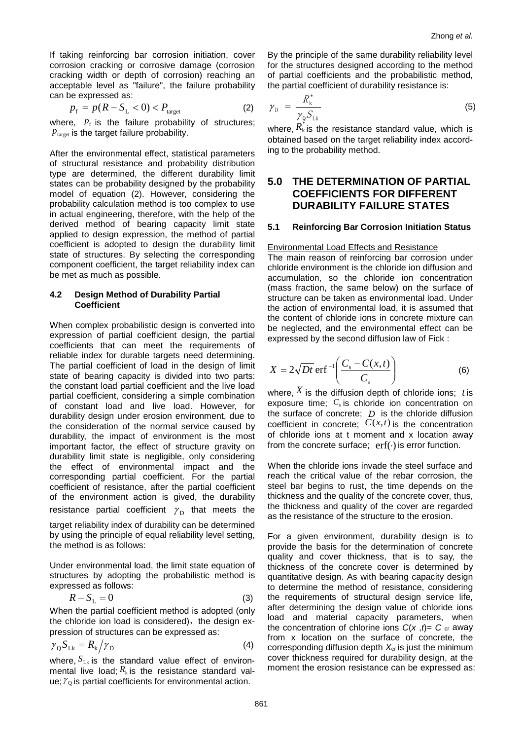If taking reinforcing bar corrosion initiation, cover corrosion cracking or corrosive damage (corrosion cracking width or depth of corrosion) reaching an acceptable level as "failure", the failure probability can be expressed as:

$$p_{\mathrm{f}} = p(R - S_{\mathrm{L}} < 0) < P_{\mathrm{target}} \quad (2)$$

where, $p_{\mathrm{f}}$ is the failure probability of structures; $P_{\mathrm{target}}$ is the target failure probability.

After the environmental effect, statistical parameters of structural resistance and probability distribution type are determined, the different durability limit states can be probability designed by the probability model of equation (2). However, considering the probability calculation method is too complex to use in actual engineering, therefore, with the help of the derived method of bearing capacity limit state applied to design expression, the method of partial coefficient is adopted to design the durability limit state of structures. By selecting the corresponding component coefficient, the target reliability index can be met as much as possible.

### 4.2 Design Method of Durability Partial Coefficient

When complex probabilistic design is converted into expression of partial coefficient design, the partial coefficients that can meet the requirements of reliable index for durable targets need determining. The partial coefficient of load in the design of limit state of bearing capacity is divided into two parts: the constant load partial coefficient and the live load partial coefficient, considering a simple combination of constant load and live load. However, for durability design under erosion environment, due to the consideration of the normal service caused by durability, the impact of environment is the most important factor, the effect of structure gravity on durability limit state is negligible, only considering the effect of environmental impact and the corresponding partial coefficient. For the partial coefficient of resistance, after the partial coefficient of the environment action is gived, the durability resistance partial coefficient $\gamma_{\mathrm{D}}$ that meets the target reliability index of durability can be determined by using the principle of equal reliability level setting, the method is as follows:

Under environmental load, the limit state equation of structures by adopting the probabilistic method is expressed as follows:

$$R - S_{\mathrm{L}} = 0 \quad (3)$$

When the partial coefficient method is adopted (only the chloride ion load is considered)，the design expression of structures can be expressed as:

$$\gamma_{\mathrm{Q}} S_{\mathrm{Lk}} = R_{\mathrm{k}} / \gamma_{\mathrm{D}} \quad (4)$$

where, $S_{\mathrm{Lk}}$ is the standard value effect of environmental live load; $R_{\mathrm{k}}$ is the resistance standard value; $\gamma_{\mathrm{Q}}$ is partial coefficients for environmental action.

By the principle of the same durability reliability level for the structures designed according to the method of partial coefficients and the probabilistic method, the partial coefficient of durability resistance is:

$$\gamma_{\mathrm{D}} = \frac{R_{\mathrm{k}}^{*}}{\gamma_{\mathrm{Q}} S_{\mathrm{Lk}}} \quad (5)$$

where, $R_{\mathrm{k}}^{*}$ is the resistance standard value, which is obtained based on the target reliability index according to the probability method.

## 5.0 THE DETERMINATION OF PARTIAL COEFFICIENTS FOR DIFFERENT DURABILITY FAILURE STATES

### 5.1 Reinforcing Bar Corrosion Initiation Status

Environmental Load Effects and Resistance

The main reason of reinforcing bar corrosion under chloride environment is the chloride ion diffusion and accumulation, so the chloride ion concentration (mass fraction, the same below) on the surface of structure can be taken as environmental load. Under the action of environmental load, it is assumed that the content of chloride ions in concrete mixture can be neglected, and the environmental effect can be expressed by the second diffusion law of Fick :

$$X = 2\sqrt{Dt}\,\mathrm{erf}^{-1}\left(\frac{C_{\mathrm{s}} - C(x,t)}{C_{\mathrm{s}}}\right) \quad (6)$$

where, $X$ is the diffusion depth of chloride ions; $t$ is exposure time; $C_{\mathrm{s}}$ is chloride ion concentration on the surface of concrete; $D$ is the chloride diffusion coefficient in concrete; $C(x,t)$ is the concentration of chloride ions at t moment and x location away from the concrete surface; $\mathrm{erf}(\cdot)$ is error function.

When the chloride ions invade the steel surface and reach the critical value of the rebar corrosion, the steel bar begins to rust, the time depends on the thickness and the quality of the concrete cover, thus, the thickness and quality of the cover are regarded as the resistance of the structure to the erosion.

For a given environment, durability design is to provide the basis for the determination of concrete quality and cover thickness, that is to say, the thickness of the concrete cover is determined by quantitative design. As with bearing capacity design to determine the method of resistance, considering the requirements of structural design service life, after determining the design value of chloride ions load and material capacity parameters, when the concentration of chlorine ions $C(x,t) = C_{\mathrm{cr}}$ away from x location on the surface of concrete, the corresponding diffusion depth $X_{\mathrm{cr}}$ is just the minimum cover thickness required for durability design, at the moment the erosion resistance can be expressed as: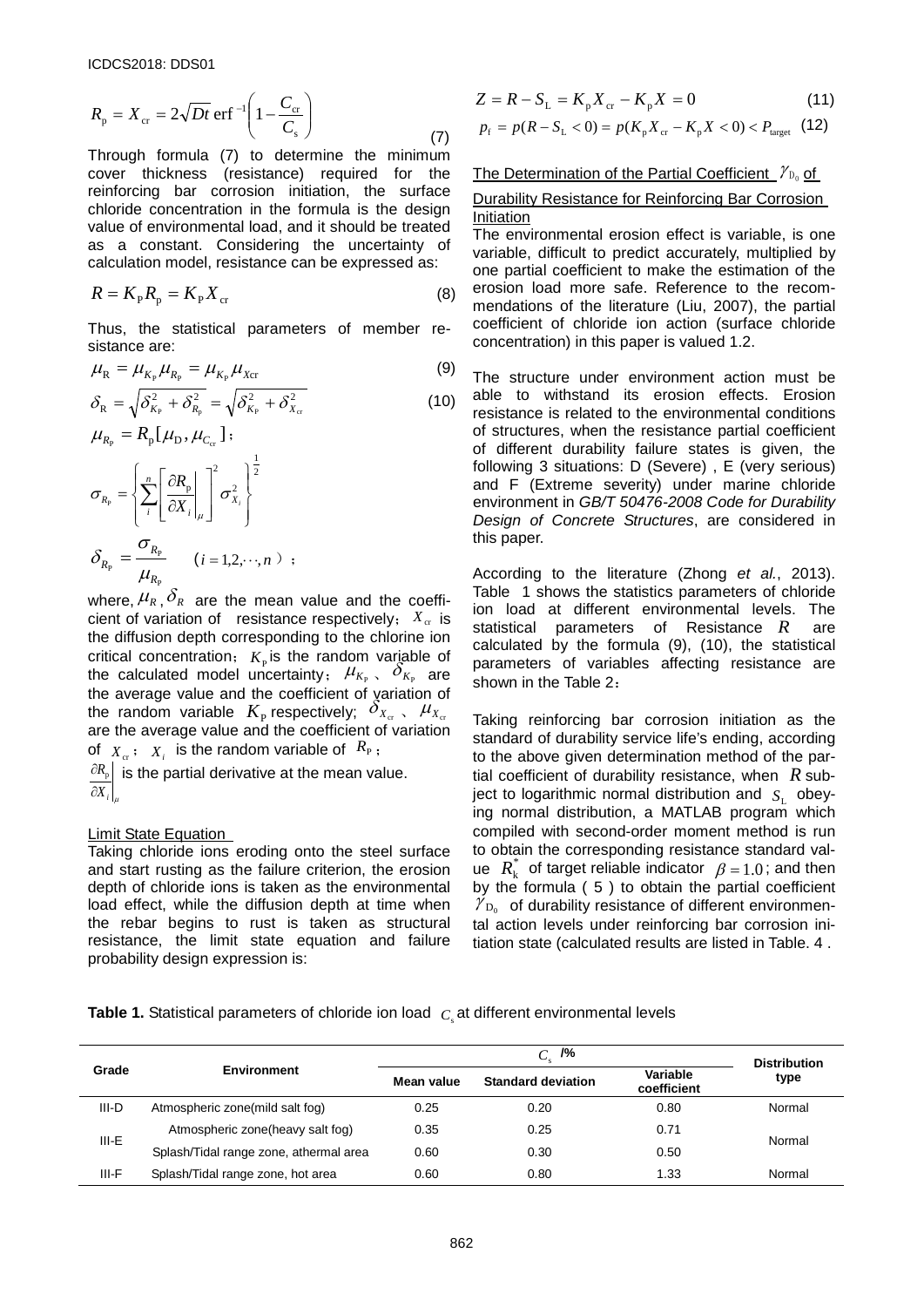$$R_p = X_{cr} = 2\sqrt{Dt}\,\mathrm{erf}^{-1}\left(1 - \frac{C_{cr}}{C_s}\right) \quad (7)$$

Through formula (7) to determine the minimum cover thickness (resistance) required for the reinforcing bar corrosion initiation, the surface chloride concentration in the formula is the design value of environmental load, and it should be treated as a constant. Considering the uncertainty of calculation model, resistance can be expressed as:

$$R = K_P R_p = K_P X_{cr} \quad (8)$$

Thus, the statistical parameters of member resistance are:

$$\mu_R = \mu_{K_P}\mu_{R_P} = \mu_{K_P}\mu_{Xcr} \quad (9)$$

$$\delta_R = \sqrt{\delta_{K_P}^2 + \delta_{R_P}^2} = \sqrt{\delta_{K_P}^2 + \delta_{X_{cr}}^2} \quad (10)$$

$$\mu_{R_P} = R_p[\mu_D, \mu_{C_{cr}}];$$

$$\sigma_{R_P} = \left\{\sum_i^n \left[\left.\frac{\partial R_p}{\partial X_i}\right|_\mu\right]^2 \sigma_{X_i}^2\right\}^{\frac{1}{2}}$$

$$\delta_{R_P} = \frac{\sigma_{R_P}}{\mu_{R_P}} \quad (i = 1, 2, \cdots, n);$$

where, $\mu_R$, $\delta_R$ are the mean value and the coefficient of variation of resistance respectively; $X_{cr}$ is the diffusion depth corresponding to the chlorine ion critical concentration; $K_P$ is the random variable of the calculated model uncertainty; $\mu_{K_P}$、$\delta_{K_P}$ are the average value and the coefficient of variation of the random variable $K_P$ respectively; $\delta_{X_{cr}}$、$\mu_{X_{cr}}$ are the average value and the coefficient of variation of $X_{cr}$; $X_i$ is the random variable of $R_P$; $\left.\frac{\partial R_p}{\partial X_i}\right|_\mu$ is the partial derivative at the mean value.

## Limit State Equation

Taking chloride ions eroding onto the steel surface and start rusting as the failure criterion, the erosion depth of chloride ions is taken as the environmental load effect, while the diffusion depth at time when the rebar begins to rust is taken as structural resistance, the limit state equation and failure probability design expression is:

$$Z = R - S_L = K_p X_{cr} - K_p X = 0 \quad (11)$$

$$p_f = p(R - S_L < 0) = p(K_p X_{cr} - K_p X < 0) < P_{target} \quad (12)$$

## The Determination of the Partial Coefficient $\gamma_{D_0}$ of Durability Resistance for Reinforcing Bar Corrosion Initiation

The environmental erosion effect is variable, is one variable, difficult to predict accurately, multiplied by one partial coefficient to make the estimation of the erosion load more safe. Reference to the recommendations of the literature (Liu, 2007), the partial coefficient of chloride ion action (surface chloride concentration) in this paper is valued 1.2.

The structure under environment action must be able to withstand its erosion effects. Erosion resistance is related to the environmental conditions of structures, when the resistance partial coefficient of different durability failure states is given, the following 3 situations: D (Severe) , E (very serious) and F (Extreme severity) under marine chloride environment in *GB/T 50476-2008 Code for Durability Design of Concrete Structures*, are considered in this paper.

According to the literature (Zhong *et al.*, 2013). Table 1 shows the statistics parameters of chloride ion load at different environmental levels. The statistical parameters of Resistance $R$ are calculated by the formula (9), (10), the statistical parameters of variables affecting resistance are shown in the Table 2：

Taking reinforcing bar corrosion initiation as the standard of durability service life's ending, according to the above given determination method of the partial coefficient of durability resistance, when $R$ subject to logarithmic normal distribution and $S_L$ obeying normal distribution, a MATLAB program which compiled with second-order moment method is run to obtain the corresponding resistance standard value $R_k^*$ of target reliable indicator $\beta = 1.0$; and then by the formula ( 5 ) to obtain the partial coefficient $\gamma_{D_0}$ of durability resistance of different environmental action levels under reinforcing bar corrosion initiation state (calculated results are listed in Table. 4 .

**Table 1.** Statistical parameters of chloride ion load $C_s$ at different environmental levels

| Grade | Environment | $C_s$ /% | | | Distribution type |
|---|---|---|---|---|---|
| | | Mean value | Standard deviation | Variable coefficient | |
| III-D | Atmospheric zone(mild salt fog) | 0.25 | 0.20 | 0.80 | Normal |
| III-E | Atmospheric zone(heavy salt fog) | 0.35 | 0.25 | 0.71 | Normal |
| | Splash/Tidal range zone, athermal area | 0.60 | 0.30 | 0.50 | |
| III-F | Splash/Tidal range zone, hot area | 0.60 | 0.80 | 1.33 | Normal |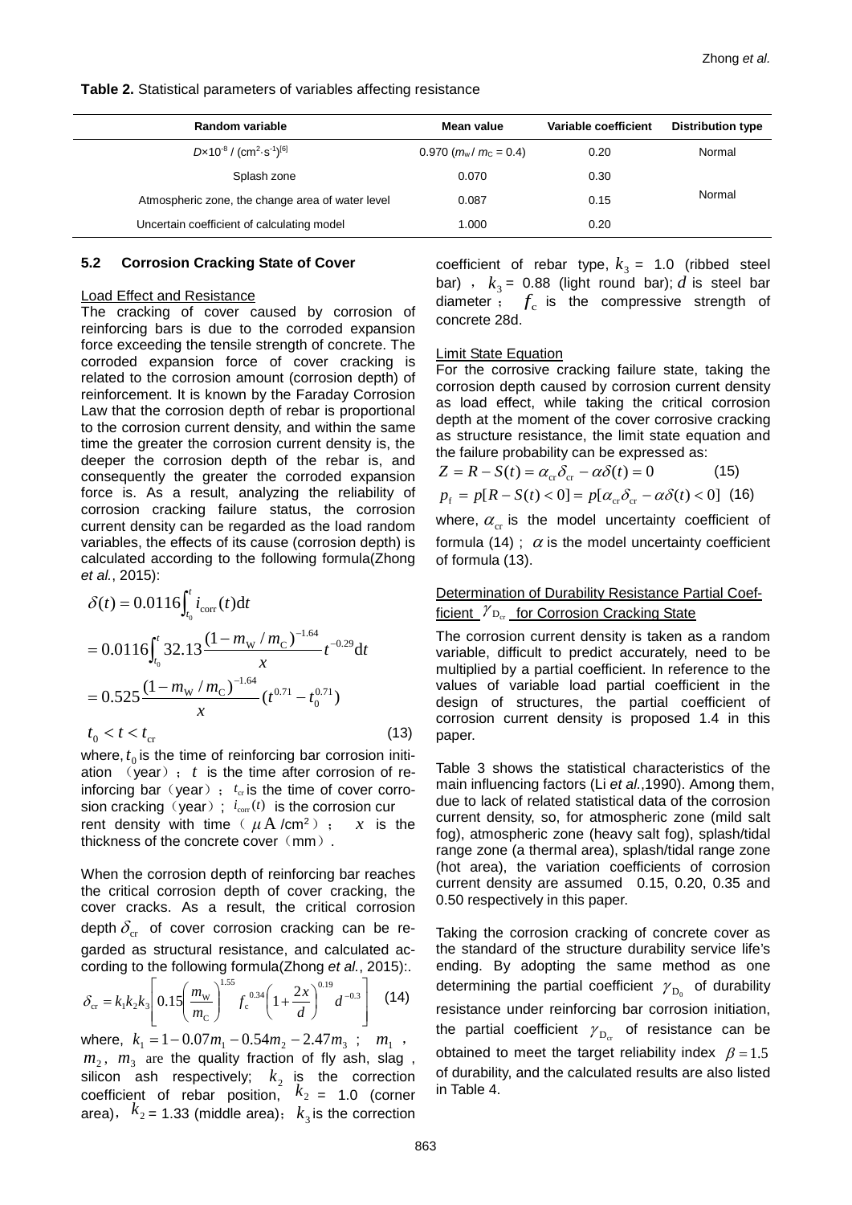**Table 2.** Statistical parameters of variables affecting resistance

| Random variable | Mean value | Variable coefficient | Distribution type |
|---|---|---|---|
| $D$×10$^{-8}$ / (cm$^2$·s$^{-1}$)[6] | 0.970 ($m_W$/ $m_C$ = 0.4) | 0.20 | Normal |
| Splash zone | 0.070 | 0.30 | Normal |
| Atmospheric zone, the change area of water level | 0.087 | 0.15 | |
| Uncertain coefficient of calculating model | 1.000 | 0.20 | |

### 5.2 Corrosion Cracking State of Cover

Load Effect and Resistance

The cracking of cover caused by corrosion of reinforcing bars is due to the corroded expansion force exceeding the tensile strength of concrete. The corroded expansion force of cover cracking is related to the corrosion amount (corrosion depth) of reinforcement. It is known by the Faraday Corrosion Law that the corrosion depth of rebar is proportional to the corrosion current density, and within the same time the greater the corrosion current density is, the deeper the corrosion depth of the rebar is, and consequently the greater the corroded expansion force is. As a result, analyzing the reliability of corrosion cracking failure status, the corrosion current density can be regarded as the load random variables, the effects of its cause (corrosion depth) is calculated according to the following formula(Zhong *et al.*, 2015):

$$
\begin{aligned}
\delta(t) &= 0.0116\int_{t_0}^{t} i_{\mathrm{corr}}(t)\mathrm{d}t \\
&= 0.0116\int_{t_0}^{t} 32.13\frac{(1-m_{\mathrm{W}}/m_{\mathrm{C}})^{-1.64}}{x}t^{-0.29}\mathrm{d}t \\
&= 0.525\frac{(1-m_{\mathrm{W}}/m_{\mathrm{C}})^{-1.64}}{x}(t^{0.71}-t_0^{0.71}) \\
& t_0 < t < t_{\mathrm{cr}}
\end{aligned}
\quad (13)
$$

where, $t_0$ is the time of reinforcing bar corrosion initiation （year）; $t$ is the time after corrosion of reinforcing bar（year）; $t_{\mathrm{cr}}$ is the time of cover corrosion cracking（year）; $i_{\mathrm{corr}}(t)$ is the corrosion current density with time（$\mu$A /cm$^2$）; $x$ is the thickness of the concrete cover（mm）.

When the corrosion depth of reinforcing bar reaches the critical corrosion depth of cover cracking, the cover cracks. As a result, the critical corrosion depth $\delta_{\mathrm{cr}}$ of cover corrosion cracking can be regarded as structural resistance, and calculated according to the following formula(Zhong *et al.*, 2015):.

$$
\delta_{\mathrm{cr}} = k_1k_2k_3\left[0.15\left(\frac{m_{\mathrm{W}}}{m_{\mathrm{C}}}\right)^{1.55} f_{\mathrm{c}}^{\,0.34}\left(1+\frac{2x}{d}\right)^{0.19} d^{-0.3}\right] \quad (14)
$$

where, $k_1 = 1-0.07m_1-0.54m_2-2.47m_3$ ; $m_1$ , $m_2$, $m_3$ are the quality fraction of fly ash, slag , silicon ash respectively; $k_2$ is the correction coefficient of rebar position, $k_2$ = 1.0 (corner area)，$k_2$ = 1.33 (middle area)；$k_3$ is the correction coefficient of rebar type, $k_3$ = 1.0 (ribbed steel bar) ， $k_3$ = 0.88 (light round bar); $d$ is steel bar diameter； $f_{\mathrm{c}}$ is the compressive strength of concrete 28d.

Limit State Equation

For the corrosive cracking failure state, taking the corrosion depth caused by corrosion current density as load effect, while taking the critical corrosion depth at the moment of the cover corrosive cracking as structure resistance, the limit state equation and the failure probability can be expressed as:

$$
Z = R - S(t) = \alpha_{\mathrm{cr}}\delta_{\mathrm{cr}} - \alpha\delta(t) = 0 \quad (15)
$$

$$
p_{\mathrm{f}} = p[R - S(t) < 0] = p[\alpha_{\mathrm{cr}}\delta_{\mathrm{cr}} - \alpha\delta(t) < 0] \quad (16)
$$

where, $\alpha_{\mathrm{cr}}$ is the model uncertainty coefficient of formula (14) ; $\alpha$ is the model uncertainty coefficient of formula (13).

Determination of Durability Resistance Partial Coefficient $\gamma_{\mathrm{D_{cr}}}$ for Corrosion Cracking State

The corrosion current density is taken as a random variable, difficult to predict accurately, need to be multiplied by a partial coefficient. In reference to the values of variable load partial coefficient in the design of structures, the partial coefficient of corrosion current density is proposed 1.4 in this paper.

Table 3 shows the statistical characteristics of the main influencing factors (Li *et al.*,1990). Among them, due to lack of related statistical data of the corrosion current density, so, for atmospheric zone (mild salt fog), atmospheric zone (heavy salt fog), splash/tidal range zone (a thermal area), splash/tidal range zone (hot area), the variation coefficients of corrosion current density are assumed 0.15, 0.20, 0.35 and 0.50 respectively in this paper.

Taking the corrosion cracking of concrete cover as the standard of the structure durability service life's ending. By adopting the same method as one determining the partial coefficient $\gamma_{\mathrm{D_0}}$ of durability resistance under reinforcing bar corrosion initiation, the partial coefficient $\gamma_{\mathrm{D_{cr}}}$ of resistance can be obtained to meet the target reliability index $\beta = 1.5$ of durability, and the calculated results are also listed in Table 4.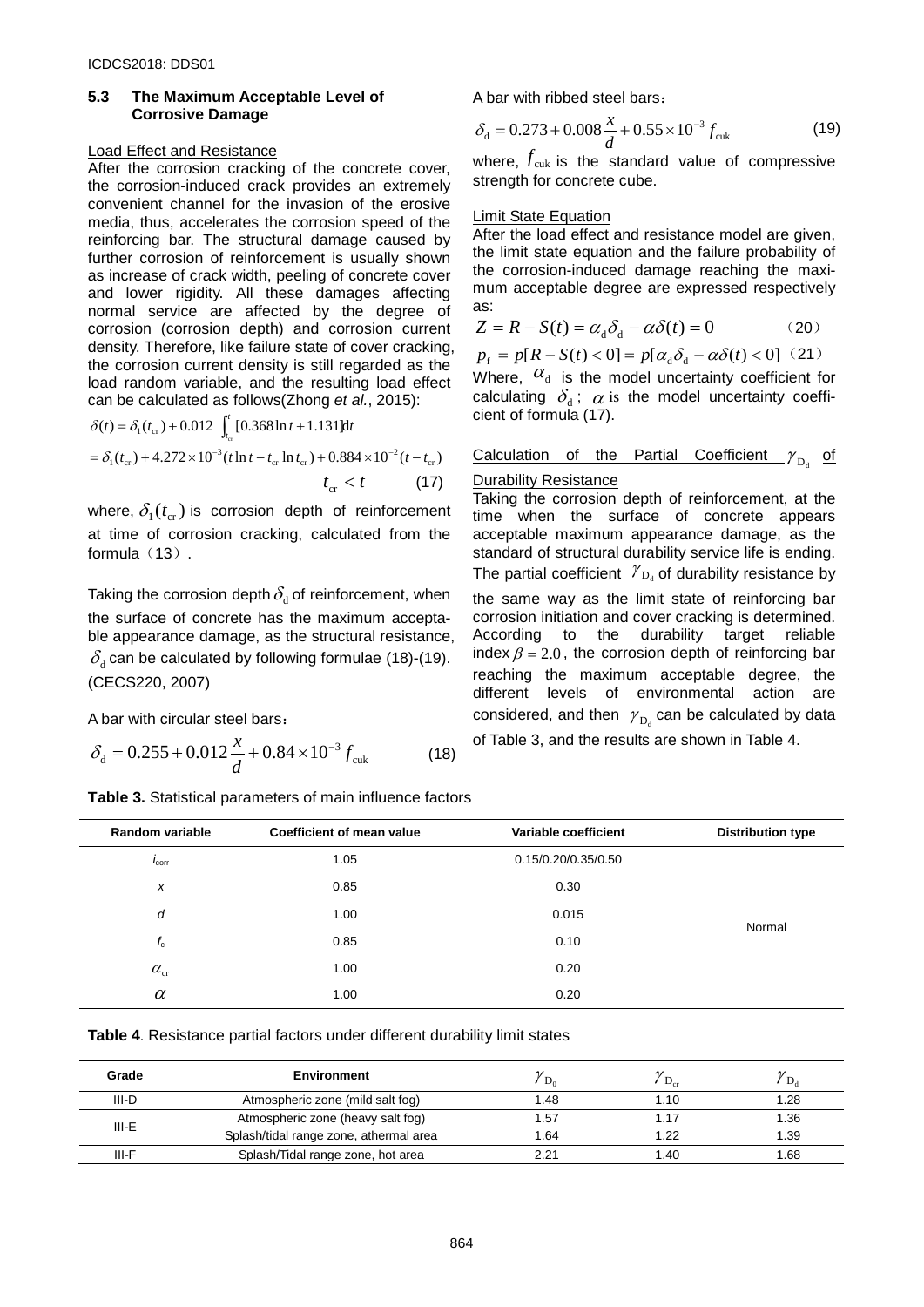### 5.3 The Maximum Acceptable Level of Corrosive Damage

Load Effect and Resistance

After the corrosion cracking of the concrete cover, the corrosion-induced crack provides an extremely convenient channel for the invasion of the erosive media, thus, accelerates the corrosion speed of the reinforcing bar. The structural damage caused by further corrosion of reinforcement is usually shown as increase of crack width, peeling of concrete cover and lower rigidity. All these damages affecting normal service are affected by the degree of corrosion (corrosion depth) and corrosion current density. Therefore, like failure state of cover cracking, the corrosion current density is still regarded as the load random variable, and the resulting load effect can be calculated as follows(Zhong *et al.*, 2015):

$$\delta(t) = \delta_1(t_{\mathrm{cr}}) + 0.012 \int_{t_{\mathrm{cr}}}^{t} [0.368\ln t + 1.131]dt$$

$$= \delta_1(t_{\mathrm{cr}}) + 4.272\times10^{-3}(t\ln t - t_{\mathrm{cr}}\ln t_{\mathrm{cr}}) + 0.884\times10^{-2}(t - t_{\mathrm{cr}}) \qquad t_{\mathrm{cr}} < t \qquad (17)$$

where, $\delta_1(t_{\mathrm{cr}})$ is corrosion depth of reinforcement at time of corrosion cracking, calculated from the formula（13）.

Taking the corrosion depth $\delta_{\mathrm{d}}$ of reinforcement, when the surface of concrete has the maximum acceptable appearance damage, as the structural resistance, $\delta_{\mathrm{d}}$ can be calculated by following formulae (18)-(19). (CECS220, 2007)

A bar with circular steel bars：

$$\delta_{\mathrm{d}} = 0.255 + 0.012\frac{x}{d} + 0.84\times10^{-3} f_{\mathrm{cuk}} \qquad (18)$$

A bar with ribbed steel bars：

$$\delta_{\mathrm{d}} = 0.273 + 0.008\frac{x}{d} + 0.55\times10^{-3} f_{\mathrm{cuk}} \qquad (19)$$

where, $f_{\mathrm{cuk}}$ is the standard value of compressive strength for concrete cube.

Limit State Equation

After the load effect and resistance model are given, the limit state equation and the failure probability of the corrosion-induced damage reaching the maximum acceptable degree are expressed respectively as:

$$Z = R - S(t) = \alpha_{\mathrm{d}}\delta_{\mathrm{d}} - \alpha\delta(t) = 0 \qquad (20)$$

$$p_{\mathrm{f}} = p[R - S(t) < 0] = p[\alpha_{\mathrm{d}}\delta_{\mathrm{d}} - \alpha\delta(t) < 0] \qquad (21)$$

Where, $\alpha_{\mathrm{d}}$ is the model uncertainty coefficient for calculating $\delta_{\mathrm{d}}$; $\alpha$ is the model uncertainty coefficient of formula (17).

Calculation of the Partial Coefficient $\gamma_{\mathrm{D_d}}$ of Durability Resistance

Taking the corrosion depth of reinforcement, at the time when the surface of concrete appears acceptable maximum appearance damage, as the standard of structural durability service life is ending. The partial coefficient $\gamma_{\mathrm{D_d}}$ of durability resistance by the same way as the limit state of reinforcing bar corrosion initiation and cover cracking is determined. According to the durability target reliable index $\beta = 2.0$, the corrosion depth of reinforcing bar reaching the maximum acceptable degree, the different levels of environmental action are considered, and then $\gamma_{\mathrm{D_d}}$ can be calculated by data of Table 3, and the results are shown in Table 4.

**Table 3.** Statistical parameters of main influence factors

| Random variable | Coefficient of mean value | Variable coefficient | Distribution type |
|---|---|---|---|
| $i_{\mathrm{corr}}$ | 1.05 | 0.15/0.20/0.35/0.50 | Normal |
| $x$ | 0.85 | 0.30 | |
| $d$ | 1.00 | 0.015 | |
| $f_{\mathrm{c}}$ | 0.85 | 0.10 | |
| $\alpha_{\mathrm{cr}}$ | 1.00 | 0.20 | |
| $\alpha$ | 1.00 | 0.20 | |

**Table 4**. Resistance partial factors under different durability limit states

| Grade | Environment | $\gamma_{\mathrm{D_0}}$ | $\gamma_{\mathrm{D_{cr}}}$ | $\gamma_{\mathrm{D_d}}$ |
|---|---|---|---|---|
| III-D | Atmospheric zone (mild salt fog) | 1.48 | 1.10 | 1.28 |
| III-E | Atmospheric zone (heavy salt fog) | 1.57 | 1.17 | 1.36 |
| | Splash/tidal range zone, athermal area | 1.64 | 1.22 | 1.39 |
| III-F | Splash/Tidal range zone, hot area | 2.21 | 1.40 | 1.68 |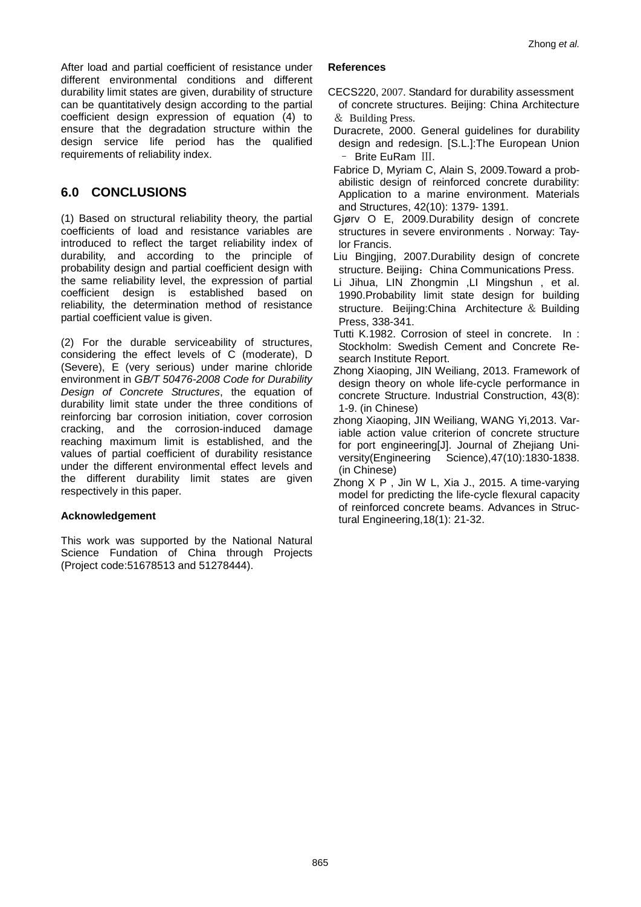After load and partial coefficient of resistance under different environmental conditions and different durability limit states are given, durability of structure can be quantitatively design according to the partial coefficient design expression of equation (4) to ensure that the degradation structure within the design service life period has the qualified requirements of reliability index.

## 6.0 CONCLUSIONS

(1) Based on structural reliability theory, the partial coefficients of load and resistance variables are introduced to reflect the target reliability index of durability, and according to the principle of probability design and partial coefficient design with the same reliability level, the expression of partial coefficient design is established based on reliability, the determination method of resistance partial coefficient value is given.

(2) For the durable serviceability of structures, considering the effect levels of C (moderate), D (Severe), E (very serious) under marine chloride environment in *GB/T 50476-2008 Code for Durability Design of Concrete Structures*, the equation of durability limit state under the three conditions of reinforcing bar corrosion initiation, cover corrosion cracking, and the corrosion-induced damage reaching maximum limit is established, and the values of partial coefficient of durability resistance under the different environmental effect levels and the different durability limit states are given respectively in this paper.

**Acknowledgement**

This work was supported by the National Natural Science Fundation of China through Projects (Project code:51678513 and 51278444).

**References**

CECS220, 2007. Standard for durability assessment of concrete structures. Beijing: China Architecture ＆ Building Press.

Duracrete, 2000. General guidelines for durability design and redesign. [S.L.]:The European Union – Brite EuRam Ⅲ.

Fabrice D, Myriam C, Alain S, 2009.Toward a probabilistic design of reinforced concrete durability: Application to a marine environment. Materials and Structures, 42(10): 1379- 1391.

Gjørv O E, 2009.Durability design of concrete structures in severe environments . Norway: Taylor Francis.

Liu Bingjing, 2007.Durability design of concrete structure. Beijing：China Communications Press.

Li Jihua, LIN Zhongmin ,LI Mingshun , et al. 1990.Probability limit state design for building structure. Beijing:China Architecture ＆ Building Press, 338-341.

Tutti K.1982. Corrosion of steel in concrete. In : Stockholm: Swedish Cement and Concrete Research Institute Report.

Zhong Xiaoping, JIN Weiliang, 2013. Framework of design theory on whole life-cycle performance in concrete Structure. Industrial Construction, 43(8): 1-9. (in Chinese)

zhong Xiaoping, JIN Weiliang, WANG Yi,2013. Variable action value criterion of concrete structure for port engineering[J]. Journal of Zhejiang University(Engineering Science),47(10):1830-1838. (in Chinese)

Zhong X P , Jin W L, Xia J., 2015. A time-varying model for predicting the life-cycle flexural capacity of reinforced concrete beams. Advances in Structural Engineering,18(1): 21-32.